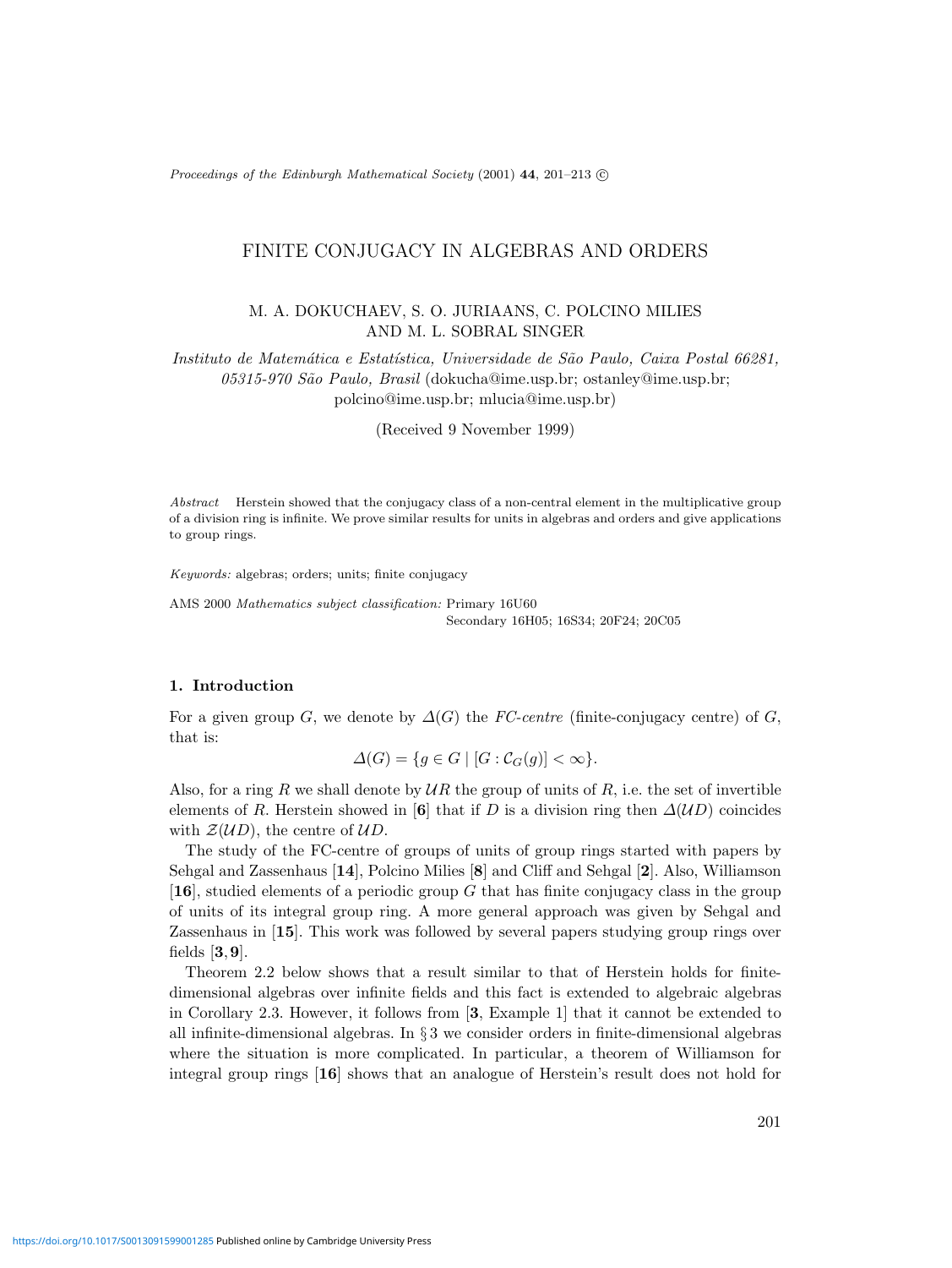# FINITE CONJUGACY IN ALGEBRAS AND ORDERS

M. A. DOKUCHAEV, S. O. JURIAANS, C. POLCINO MILIES AND M. L. SOBRAL SINGER

*Instituto de Matemática e Estatística, Universidade de São Paulo, Caixa Postal 66281, 05315-970 São Paulo, Brasil* (dokucha@ime.usp.br; ostanley@ime.usp.br; polcino@ime.usp.br; mlucia@ime.usp.br)

(Received 9 November 1999)

*Abstract* Herstein showed that the conjugacy class of a non-central element in the multiplicative group of a division ring is infinite. We prove similar results for units in algebras and orders and give applications to group rings.

*Keywords:* algebras; orders; units; finite conjugacy

AMS 2000 *Mathematics subject classification:* Primary 16U60
Secondary 16H05; 16S34; 20F24; 20C05

## 1. Introduction

For a given group $G$, we denote by $\Delta(G)$ the *FC-centre* (finite-conjugacy centre) of $G$, that is:

$$\Delta(G) = \{g \in G \mid [G : \mathcal{C}_G(g)] < \infty\}.$$

Also, for a ring $R$ we shall denote by $\mathcal{U}R$ the group of units of $R$, i.e. the set of invertible elements of $R$. Herstein showed in [**6**] that if $D$ is a division ring then $\Delta(\mathcal{U}D)$ coincides with $\mathcal{Z}(\mathcal{U}D)$, the centre of $\mathcal{U}D$.

The study of the FC-centre of groups of units of group rings started with papers by Sehgal and Zassenhaus [**14**], Polcino Milies [**8**] and Cliff and Sehgal [**2**]. Also, Williamson [**16**], studied elements of a periodic group $G$ that has finite conjugacy class in the group of units of its integral group ring. A more general approach was given by Sehgal and Zassenhaus in [**15**]. This work was followed by several papers studying group rings over fields [**3**, **9**].

Theorem 2.2 below shows that a result similar to that of Herstein holds for finite-dimensional algebras over infinite fields and this fact is extended to algebraic algebras in Corollary 2.3. However, it follows from [**3**, Example 1] that it cannot be extended to all infinite-dimensional algebras. In § 3 we consider orders in finite-dimensional algebras where the situation is more complicated. In particular, a theorem of Williamson for integral group rings [**16**] shows that an analogue of Herstein's result does not hold for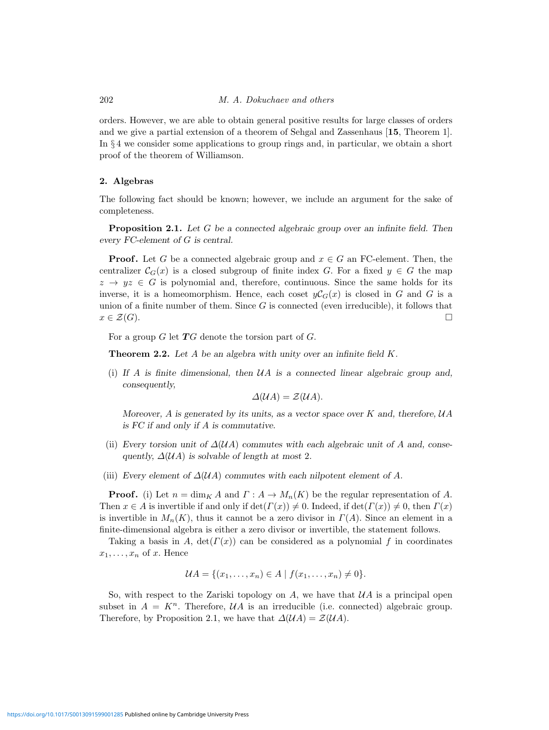orders. However, we are able to obtain general positive results for large classes of orders and we give a partial extension of a theorem of Sehgal and Zassenhaus [**15**, Theorem 1]. In § 4 we consider some applications to group rings and, in particular, we obtain a short proof of the theorem of Williamson.

## 2. Algebras

The following fact should be known; however, we include an argument for the sake of completeness.

**Proposition 2.1.** *Let $G$ be a connected algebraic group over an infinite field. Then every FC-element of $G$ is central.*

**Proof.** Let $G$ be a connected algebraic group and $x \in G$ an FC-element. Then, the centralizer $\mathcal{C}_G(x)$ is a closed subgroup of finite index $G$. For a fixed $y \in G$ the map $z \to yz \in G$ is polynomial and, therefore, continuous. Since the same holds for its inverse, it is a homeomorphism. Hence, each coset $y\mathcal{C}_G(x)$ is closed in $G$ and $G$ is a union of a finite number of them. Since $G$ is connected (even irreducible), it follows that $x \in \mathcal{Z}(G)$. □

For a group $G$ let $\boldsymbol{T}G$ denote the torsion part of $G$.

**Theorem 2.2.** *Let $A$ be an algebra with unity over an infinite field $K$.*

(i) *If $A$ is finite dimensional, then $\mathcal{U}A$ is a connected linear algebraic group and, consequently,*

$$\Delta(\mathcal{U}A) = \mathcal{Z}(\mathcal{U}A).$$

*Moreover, $A$ is generated by its units, as a vector space over $K$ and, therefore, $\mathcal{U}A$ is FC if and only if $A$ is commutative.*

(ii) *Every torsion unit of $\Delta(\mathcal{U}A)$ commutes with each algebraic unit of $A$ and, consequently, $\Delta(\mathcal{U}A)$ is solvable of length at most 2.*

(iii) *Every element of $\Delta(\mathcal{U}A)$ commutes with each nilpotent element of $A$.*

**Proof.** (i) Let $n = \dim_K A$ and $\Gamma : A \to M_n(K)$ be the regular representation of $A$. Then $x \in A$ is invertible if and only if $\det(\Gamma(x)) \neq 0$. Indeed, if $\det(\Gamma(x)) \neq 0$, then $\Gamma(x)$ is invertible in $M_n(K)$, thus it cannot be a zero divisor in $\Gamma(A)$. Since an element in a finite-dimensional algebra is either a zero divisor or invertible, the statement follows.

Taking a basis in $A$, $\det(\Gamma(x))$ can be considered as a polynomial $f$ in coordinates $x_1, \dots, x_n$ of $x$. Hence

$$\mathcal{U}A = \{(x_1, \dots, x_n) \in A \mid f(x_1, \dots, x_n) \neq 0\}.$$

So, with respect to the Zariski topology on $A$, we have that $\mathcal{U}A$ is a principal open subset in $A = K^n$. Therefore, $\mathcal{U}A$ is an irreducible (i.e. connected) algebraic group. Therefore, by Proposition 2.1, we have that $\Delta(\mathcal{U}A) = \mathcal{Z}(\mathcal{U}A)$.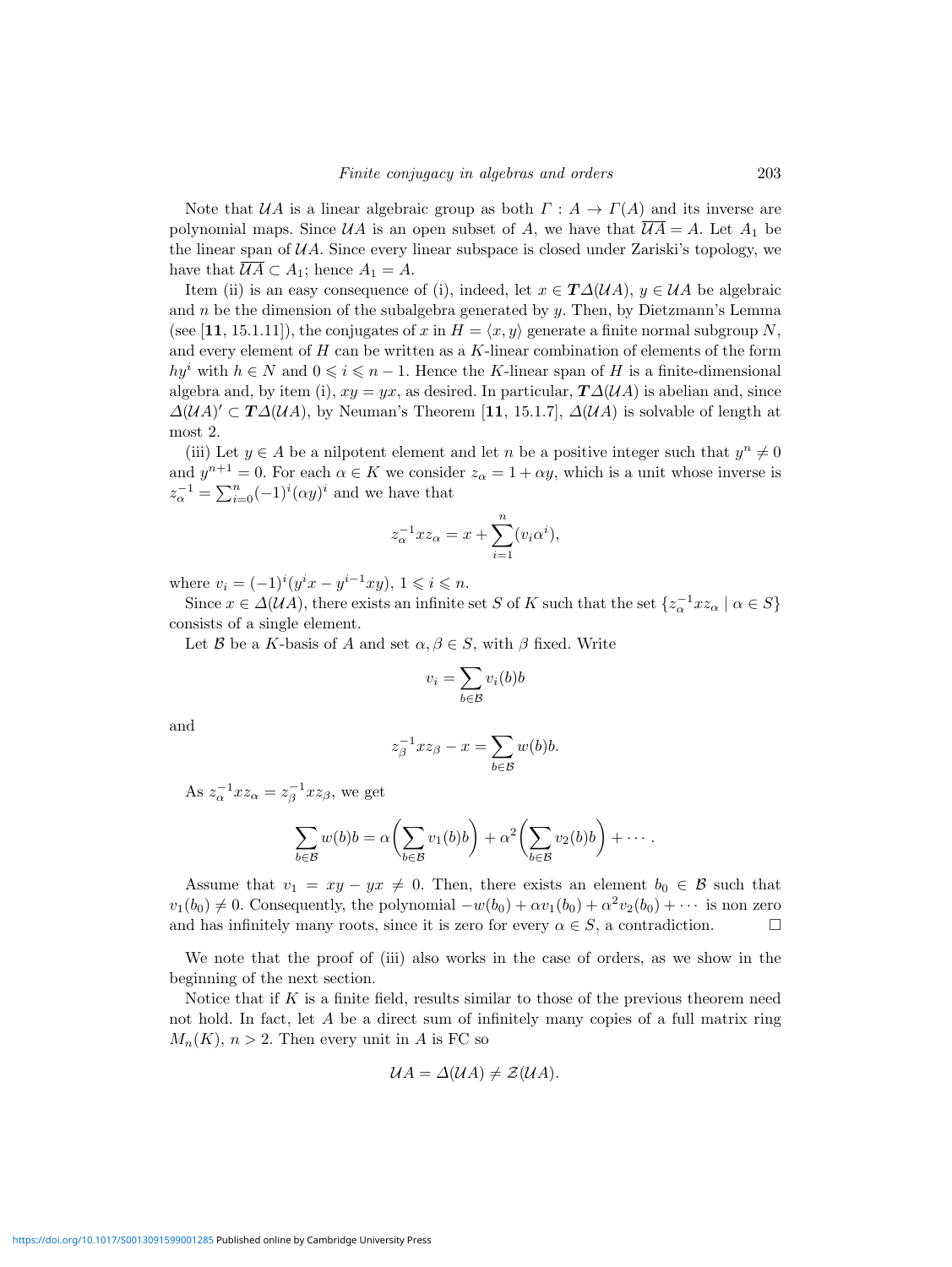Note that $\mathcal{U}A$ is a linear algebraic group as both $\Gamma : A \to \Gamma(A)$ and its inverse are polynomial maps. Since $\mathcal{U}A$ is an open subset of $A$, we have that $\overline{\mathcal{U}A} = A$. Let $A_1$ be the linear span of $\mathcal{U}A$. Since every linear subspace is closed under Zariski's topology, we have that $\overline{\mathcal{U}A} \subset A_1$; hence $A_1 = A$.

Item (ii) is an easy consequence of (i), indeed, let $x \in \boldsymbol{T}\Delta(\mathcal{U}A)$, $y \in \mathcal{U}A$ be algebraic and $n$ be the dimension of the subalgebra generated by $y$. Then, by Dietzmann's Lemma (see [**11**, 15.1.11]), the conjugates of $x$ in $H = \langle x, y\rangle$ generate a finite normal subgroup $N$, and every element of $H$ can be written as a $K$-linear combination of elements of the form $hy^i$ with $h \in N$ and $0 \leqslant i \leqslant n-1$. Hence the $K$-linear span of $H$ is a finite-dimensional algebra and, by item (i), $xy = yx$, as desired. In particular, $\boldsymbol{T}\Delta(\mathcal{U}A)$ is abelian and, since $\Delta(\mathcal{U}A)' \subset \boldsymbol{T}\Delta(\mathcal{U}A)$, by Neuman's Theorem [**11**, 15.1.7], $\Delta(\mathcal{U}A)$ is solvable of length at most 2.

(iii) Let $y \in A$ be a nilpotent element and let $n$ be a positive integer such that $y^n \neq 0$ and $y^{n+1} = 0$. For each $\alpha \in K$ we consider $z_\alpha = 1 + \alpha y$, which is a unit whose inverse is $z_\alpha^{-1} = \sum_{i=0}^{n} (-1)^i (\alpha y)^i$ and we have that

$$z_\alpha^{-1} x z_\alpha = x + \sum_{i=1}^{n} (v_i \alpha^i),$$

where $v_i = (-1)^i (y^i x - y^{i-1} x y)$, $1 \leqslant i \leqslant n$.

Since $x \in \Delta(\mathcal{U}A)$, there exists an infinite set $S$ of $K$ such that the set $\{z_\alpha^{-1} x z_\alpha \mid \alpha \in S\}$ consists of a single element.

Let $\mathcal{B}$ be a $K$-basis of $A$ and set $\alpha, \beta \in S$, with $\beta$ fixed. Write

$$v_i = \sum_{b \in \mathcal{B}} v_i(b) b$$

and

$$z_\beta^{-1} x z_\beta - x = \sum_{b \in \mathcal{B}} w(b) b.$$

As $z_\alpha^{-1} x z_\alpha = z_\beta^{-1} x z_\beta$, we get

$$\sum_{b \in \mathcal{B}} w(b) b = \alpha \biggl( \sum_{b \in \mathcal{B}} v_1(b) b \biggr) + \alpha^2 \biggl( \sum_{b \in \mathcal{B}} v_2(b) b \biggr) + \cdots .$$

Assume that $v_1 = xy - yx \neq 0$. Then, there exists an element $b_0 \in \mathcal{B}$ such that $v_1(b_0) \neq 0$. Consequently, the polynomial $-w(b_0) + \alpha v_1(b_0) + \alpha^2 v_2(b_0) + \cdots$ is non zero and has infinitely many roots, since it is zero for every $\alpha \in S$, a contradiction. □

We note that the proof of (iii) also works in the case of orders, as we show in the beginning of the next section.

Notice that if $K$ is a finite field, results similar to those of the previous theorem need not hold. In fact, let $A$ be a direct sum of infinitely many copies of a full matrix ring $M_n(K)$, $n > 2$. Then every unit in $A$ is FC so

$$\mathcal{U}A = \Delta(\mathcal{U}A) \neq \mathcal{Z}(\mathcal{U}A).$$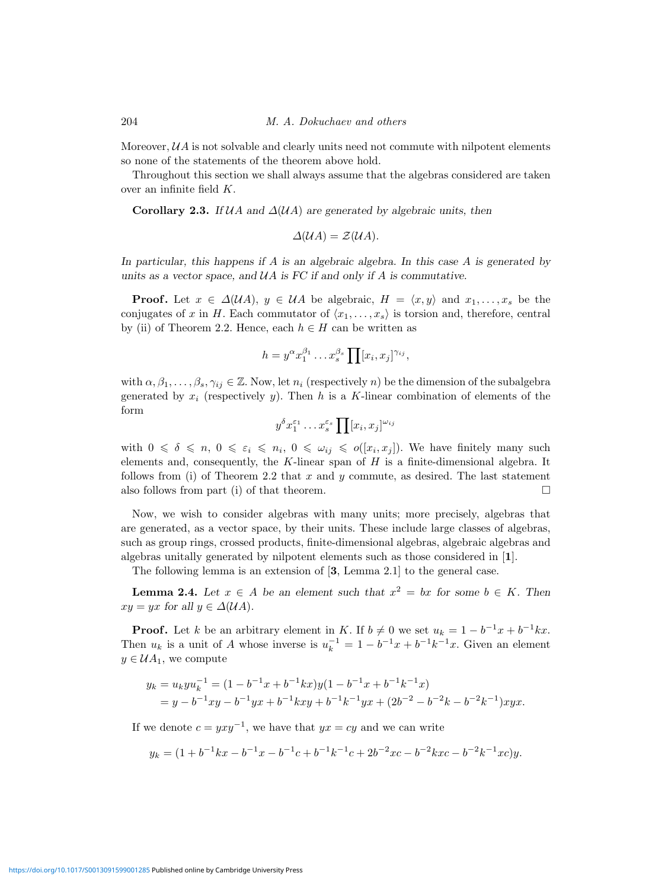Moreover, $\mathcal{U}A$ is not solvable and clearly units need not commute with nilpotent elements so none of the statements of the theorem above hold.

Throughout this section we shall always assume that the algebras considered are taken over an infinite field $K$.

**Corollary 2.3.** *If $\mathcal{U}A$ and $\Delta(\mathcal{U}A)$ are generated by algebraic units, then*

$$\Delta(\mathcal{U}A) = \mathcal{Z}(\mathcal{U}A).$$

*In particular, this happens if $A$ is an algebraic algebra. In this case $A$ is generated by units as a vector space, and $\mathcal{U}A$ is FC if and only if $A$ is commutative.*

**Proof.** Let $x \in \Delta(\mathcal{U}A)$, $y \in \mathcal{U}A$ be algebraic, $H = \langle x, y\rangle$ and $x_1, \dots, x_s$ be the conjugates of $x$ in $H$. Each commutator of $\langle x_1, \dots, x_s\rangle$ is torsion and, therefore, central by (ii) of Theorem 2.2. Hence, each $h \in H$ can be written as

$$h = y^{\alpha} x_1^{\beta_1} \dots x_s^{\beta_s} \prod [x_i, x_j]^{\gamma_{ij}},$$

with $\alpha, \beta_1, \dots, \beta_s, \gamma_{ij} \in \mathbb{Z}$. Now, let $n_i$ (respectively $n$) be the dimension of the subalgebra generated by $x_i$ (respectively $y$). Then $h$ is a $K$-linear combination of elements of the form

$$y^{\delta} x_1^{\varepsilon_1} \dots x_s^{\varepsilon_s} \prod [x_i, x_j]^{\omega_{ij}}$$

with $0 \leqslant \delta \leqslant n$, $0 \leqslant \varepsilon_i \leqslant n_i$, $0 \leqslant \omega_{ij} \leqslant o([x_i, x_j])$. We have finitely many such elements and, consequently, the $K$-linear span of $H$ is a finite-dimensional algebra. It follows from (i) of Theorem 2.2 that $x$ and $y$ commute, as desired. The last statement also follows from part (i) of that theorem. □

Now, we wish to consider algebras with many units; more precisely, algebras that are generated, as a vector space, by their units. These include large classes of algebras, such as group rings, crossed products, finite-dimensional algebras, algebraic algebras and algebras unitally generated by nilpotent elements such as those considered in [**1**].

The following lemma is an extension of [**3**, Lemma 2.1] to the general case.

**Lemma 2.4.** *Let $x \in A$ be an element such that $x^2 = bx$ for some $b \in K$. Then $xy = yx$ for all $y \in \Delta(\mathcal{U}A)$.*

**Proof.** Let $k$ be an arbitrary element in $K$. If $b \neq 0$ we set $u_k = 1 - b^{-1}x + b^{-1}kx$. Then $u_k$ is a unit of $A$ whose inverse is $u_k^{-1} = 1 - b^{-1}x + b^{-1}k^{-1}x$. Given an element $y \in \mathcal{U}A_1$, we compute

$$\begin{aligned} y_k = u_k y u_k^{-1} &= (1 - b^{-1}x + b^{-1}kx) y (1 - b^{-1}x + b^{-1}k^{-1}x) \\ &= y - b^{-1}xy - b^{-1}yx + b^{-1}kxy + b^{-1}k^{-1}yx + (2b^{-2} - b^{-2}k - b^{-2}k^{-1})xyx. \end{aligned}$$

If we denote $c = yxy^{-1}$, we have that $yx = cy$ and we can write

$$y_k = (1 + b^{-1}kx - b^{-1}x - b^{-1}c + b^{-1}k^{-1}c + 2b^{-2}xc - b^{-2}kxc - b^{-2}k^{-1}xc)y.$$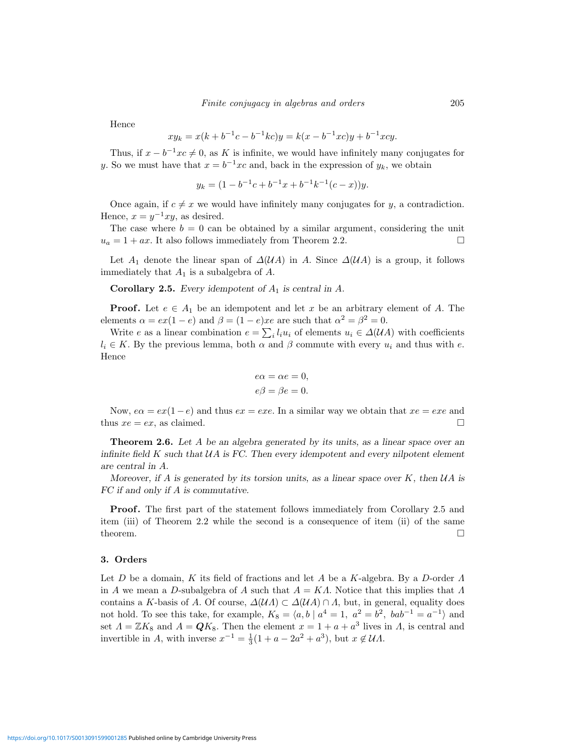Hence

$$xy_k = x(k + b^{-1}c - b^{-1}kc)y = k(x - b^{-1}xc)y + b^{-1}xcy.$$

Thus, if $x - b^{-1}xc \neq 0$, as $K$ is infinite, we would have infinitely many conjugates for $y$. So we must have that $x = b^{-1}xc$ and, back in the expression of $y_k$, we obtain

$$y_k = (1 - b^{-1}c + b^{-1}x + b^{-1}k^{-1}(c - x))y.$$

Once again, if $c \neq x$ we would have infinitely many conjugates for $y$, a contradiction. Hence, $x = y^{-1}xy$, as desired.

The case where $b = 0$ can be obtained by a similar argument, considering the unit $u_a = 1 + ax$. It also follows immediately from Theorem 2.2. □

Let $A_1$ denote the linear span of $\Delta(\mathcal{U}A)$ in $A$. Since $\Delta(\mathcal{U}A)$ is a group, it follows immediately that $A_1$ is a subalgebra of $A$.

**Corollary 2.5.** *Every idempotent of $A_1$ is central in $A$.*

**Proof.** Let $e \in A_1$ be an idempotent and let $x$ be an arbitrary element of $A$. The elements $\alpha = ex(1-e)$ and $\beta = (1-e)xe$ are such that $\alpha^2 = \beta^2 = 0$.

Write $e$ as a linear combination $e = \sum_i l_i u_i$ of elements $u_i \in \Delta(\mathcal{U}A)$ with coefficients $l_i \in K$. By the previous lemma, both $\alpha$ and $\beta$ commute with every $u_i$ and thus with $e$. Hence

$$e\alpha = \alpha e = 0,$$
$$e\beta = \beta e = 0.$$

Now, $e\alpha = ex(1-e)$ and thus $ex = exe$. In a similar way we obtain that $xe = exe$ and thus $xe = ex$, as claimed. □

**Theorem 2.6.** *Let $A$ be an algebra generated by its units, as a linear space over an infinite field $K$ such that $\mathcal{U}A$ is FC. Then every idempotent and every nilpotent element are central in $A$.*

*Moreover, if $A$ is generated by its torsion units, as a linear space over $K$, then $\mathcal{U}A$ is FC if and only if $A$ is commutative.*

**Proof.** The first part of the statement follows immediately from Corollary 2.5 and item (iii) of Theorem 2.2 while the second is a consequence of item (ii) of the same theorem. □

## 3. Orders

Let $D$ be a domain, $K$ its field of fractions and let $A$ be a $K$-algebra. By a $D$-order $\Lambda$ in $A$ we mean a $D$-subalgebra of $A$ such that $A = K\Lambda$. Notice that this implies that $\Lambda$ contains a $K$-basis of $A$. Of course, $\Delta(\mathcal{U}\Lambda) \subset \Delta(\mathcal{U}A) \cap \Lambda$, but, in general, equality does not hold. To see this take, for example, $K_8 = \langle a, b \mid a^4 = 1,\ a^2 = b^2,\ bab^{-1} = a^{-1} \rangle$ and set $\Lambda = \mathbb{Z}K_8$ and $A = \boldsymbol{Q}K_8$. Then the element $x = 1 + a + a^3$ lives in $\Lambda$, is central and invertible in $A$, with inverse $x^{-1} = \frac{1}{3}(1 + a - 2a^2 + a^3)$, but $x \notin \mathcal{U}\Lambda$.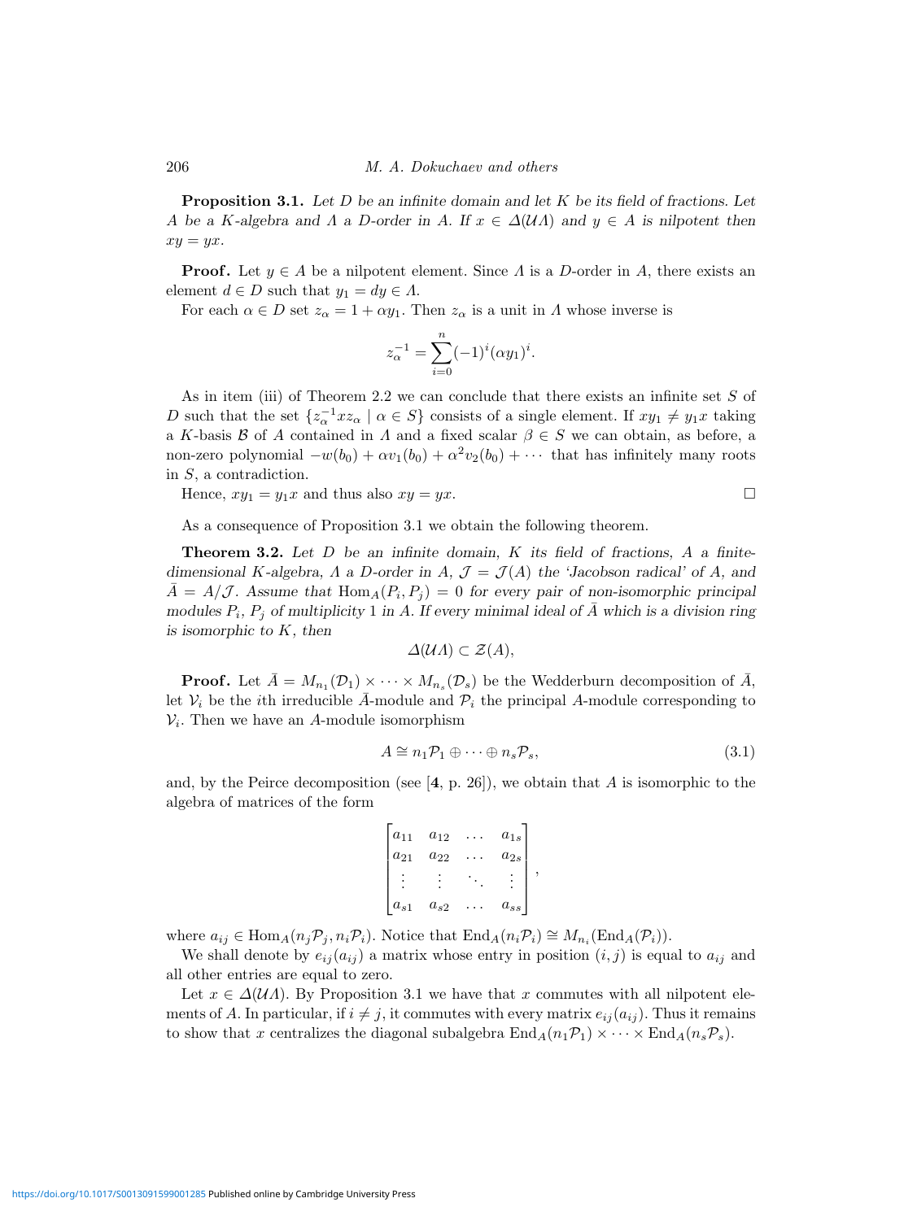**Proposition 3.1.** *Let $D$ be an infinite domain and let $K$ be its field of fractions. Let $A$ be a $K$-algebra and $\Lambda$ a $D$-order in $A$. If $x \in \Delta(\mathcal{U}\Lambda)$ and $y \in A$ is nilpotent then $xy = yx$.*

**Proof.** Let $y \in A$ be a nilpotent element. Since $\Lambda$ is a $D$-order in $A$, there exists an element $d \in D$ such that $y_1 = dy \in \Lambda$.

For each $\alpha \in D$ set $z_\alpha = 1 + \alpha y_1$. Then $z_\alpha$ is a unit in $\Lambda$ whose inverse is

$$z_\alpha^{-1} = \sum_{i=0}^{n} (-1)^i (\alpha y_1)^i.$$

As in item (iii) of Theorem 2.2 we can conclude that there exists an infinite set $S$ of $D$ such that the set $\{z_\alpha^{-1} x z_\alpha \mid \alpha \in S\}$ consists of a single element. If $xy_1 \neq y_1 x$ taking a $K$-basis $\mathcal{B}$ of $A$ contained in $\Lambda$ and a fixed scalar $\beta \in S$ we can obtain, as before, a non-zero polynomial $-w(b_0) + \alpha v_1(b_0) + \alpha^2 v_2(b_0) + \cdots$ that has infinitely many roots in $S$, a contradiction.

Hence, $xy_1 = y_1 x$ and thus also $xy = yx$. $\square$

As a consequence of Proposition 3.1 we obtain the following theorem.

**Theorem 3.2.** *Let $D$ be an infinite domain, $K$ its field of fractions, $A$ a finite-dimensional $K$-algebra, $\Lambda$ a $D$-order in $A$, $\mathcal{J} = \mathcal{J}(A)$ the 'Jacobson radical' of $A$, and $\bar{A} = A/\mathcal{J}$. Assume that $\operatorname{Hom}_A(P_i, P_j) = 0$ for every pair of non-isomorphic principal modules $P_i$, $P_j$ of multiplicity 1 in $A$. If every minimal ideal of $\bar{A}$ which is a division ring is isomorphic to $K$, then*

$$\Delta(\mathcal{U}\Lambda) \subset \mathcal{Z}(A),$$

**Proof.** Let $\bar{A} = M_{n_1}(\mathcal{D}_1) \times \cdots \times M_{n_s}(\mathcal{D}_s)$ be the Wedderburn decomposition of $\bar{A}$, let $\mathcal{V}_i$ be the $i$th irreducible $\bar{A}$-module and $\mathcal{P}_i$ the principal $A$-module corresponding to $\mathcal{V}_i$. Then we have an $A$-module isomorphism

$$A \cong n_1\mathcal{P}_1 \oplus \cdots \oplus n_s\mathcal{P}_s, \tag{3.1}$$

and, by the Peirce decomposition (see [**4**, p. 26]), we obtain that $A$ is isomorphic to the algebra of matrices of the form

$$\begin{bmatrix} a_{11} & a_{12} & \ldots & a_{1s} \\ a_{21} & a_{22} & \ldots & a_{2s} \\ \vdots & \vdots & \ddots & \vdots \\ a_{s1} & a_{s2} & \ldots & a_{ss} \end{bmatrix},$$

where $a_{ij} \in \operatorname{Hom}_A(n_j\mathcal{P}_j, n_i\mathcal{P}_i)$. Notice that $\operatorname{End}_A(n_i\mathcal{P}_i) \cong M_{n_i}(\operatorname{End}_A(\mathcal{P}_i))$.

We shall denote by $e_{ij}(a_{ij})$ a matrix whose entry in position $(i,j)$ is equal to $a_{ij}$ and all other entries are equal to zero.

Let $x \in \Delta(\mathcal{U}\Lambda)$. By Proposition 3.1 we have that $x$ commutes with all nilpotent elements of $A$. In particular, if $i \neq j$, it commutes with every matrix $e_{ij}(a_{ij})$. Thus it remains to show that $x$ centralizes the diagonal subalgebra $\operatorname{End}_A(n_1\mathcal{P}_1) \times \cdots \times \operatorname{End}_A(n_s\mathcal{P}_s)$.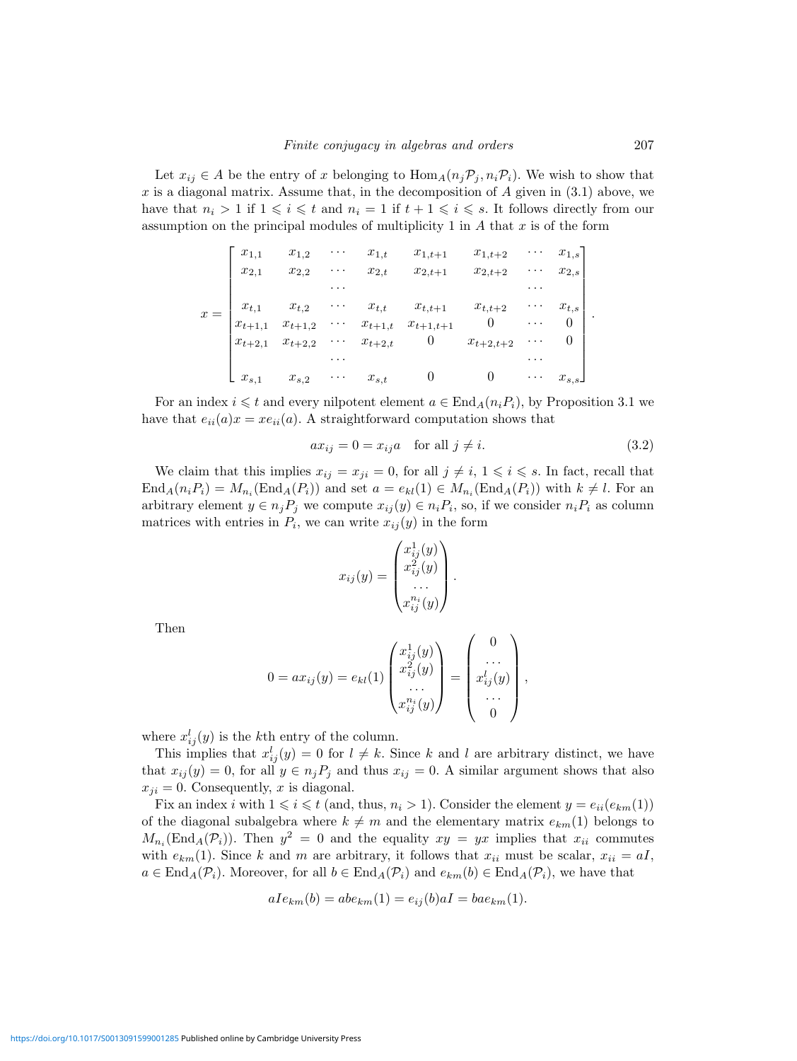Let $x_{ij} \in A$ be the entry of $x$ belonging to $\mathrm{Hom}_A(n_j\mathcal{P}_j, n_i\mathcal{P}_i)$. We wish to show that $x$ is a diagonal matrix. Assume that, in the decomposition of $A$ given in (3.1) above, we have that $n_i > 1$ if $1 \leqslant i \leqslant t$ and $n_i = 1$ if $t+1 \leqslant i \leqslant s$. It follows directly from our assumption on the principal modules of multiplicity 1 in $A$ that $x$ is of the form

$$x = \begin{bmatrix} x_{1,1} & x_{1,2} & \cdots & x_{1,t} & x_{1,t+1} & x_{1,t+2} & \cdots & x_{1,s} \\ x_{2,1} & x_{2,2} & \cdots & x_{2,t} & x_{2,t+1} & x_{2,t+2} & \cdots & x_{2,s} \\ & & \cdots & & & & \cdots & \\ x_{t,1} & x_{t,2} & \cdots & x_{t,t} & x_{t,t+1} & x_{t,t+2} & \cdots & x_{t,s} \\ x_{t+1,1} & x_{t+1,2} & \cdots & x_{t+1,t} & x_{t+1,t+1} & 0 & \cdots & 0 \\ x_{t+2,1} & x_{t+2,2} & \cdots & x_{t+2,t} & 0 & x_{t+2,t+2} & \cdots & 0 \\ & & \cdots & & & & \cdots & \\ x_{s,1} & x_{s,2} & \cdots & x_{s,t} & 0 & 0 & \cdots & x_{s,s} \end{bmatrix}.$$

For an index $i \leqslant t$ and every nilpotent element $a \in \mathrm{End}_A(n_iP_i)$, by Proposition 3.1 we have that $e_{ii}(a)x = xe_{ii}(a)$. A straightforward computation shows that

$$ax_{ij} = 0 = x_{ij}a \quad \text{for all } j \neq i. \tag{3.2}$$

We claim that this implies $x_{ij} = x_{ji} = 0$, for all $j \neq i$, $1 \leqslant i \leqslant s$. In fact, recall that $\mathrm{End}_A(n_iP_i) = M_{n_i}(\mathrm{End}_A(P_i))$ and set $a = e_{kl}(1) \in M_{n_i}(\mathrm{End}_A(P_i))$ with $k \neq l$. For an arbitrary element $y \in n_jP_j$ we compute $x_{ij}(y) \in n_iP_i$, so, if we consider $n_iP_i$ as column matrices with entries in $P_i$, we can write $x_{ij}(y)$ in the form

$$x_{ij}(y) = \begin{pmatrix} x_{ij}^1(y) \\ x_{ij}^2(y) \\ \cdots \\ x_{ij}^{n_i}(y) \end{pmatrix}.$$

Then

$$0 = ax_{ij}(y) = e_{kl}(1)\begin{pmatrix} x_{ij}^1(y) \\ x_{ij}^2(y) \\ \cdots \\ x_{ij}^{n_i}(y) \end{pmatrix} = \begin{pmatrix} 0 \\ \cdots \\ x_{ij}^l(y) \\ \cdots \\ 0 \end{pmatrix},$$

where $x_{ij}^l(y)$ is the $k$th entry of the column.

This implies that $x_{ij}^l(y) = 0$ for $l \neq k$. Since $k$ and $l$ are arbitrary distinct, we have that $x_{ij}(y) = 0$, for all $y \in n_jP_j$ and thus $x_{ij} = 0$. A similar argument shows that also $x_{ji} = 0$. Consequently, $x$ is diagonal.

Fix an index $i$ with $1 \leqslant i \leqslant t$ (and, thus, $n_i > 1$). Consider the element $y = e_{ii}(e_{km}(1))$ of the diagonal subalgebra where $k \neq m$ and the elementary matrix $e_{km}(1)$ belongs to $M_{n_i}(\mathrm{End}_A(\mathcal{P}_i))$. Then $y^2 = 0$ and the equality $xy = yx$ implies that $x_{ii}$ commutes with $e_{km}(1)$. Since $k$ and $m$ are arbitrary, it follows that $x_{ii}$ must be scalar, $x_{ii} = aI$, $a \in \mathrm{End}_A(\mathcal{P}_i)$. Moreover, for all $b \in \mathrm{End}_A(\mathcal{P}_i)$ and $e_{km}(b) \in \mathrm{End}_A(\mathcal{P}_i)$, we have that

$$aIe_{km}(b) = abe_{km}(1) = e_{ij}(b)aI = bae_{km}(1).$$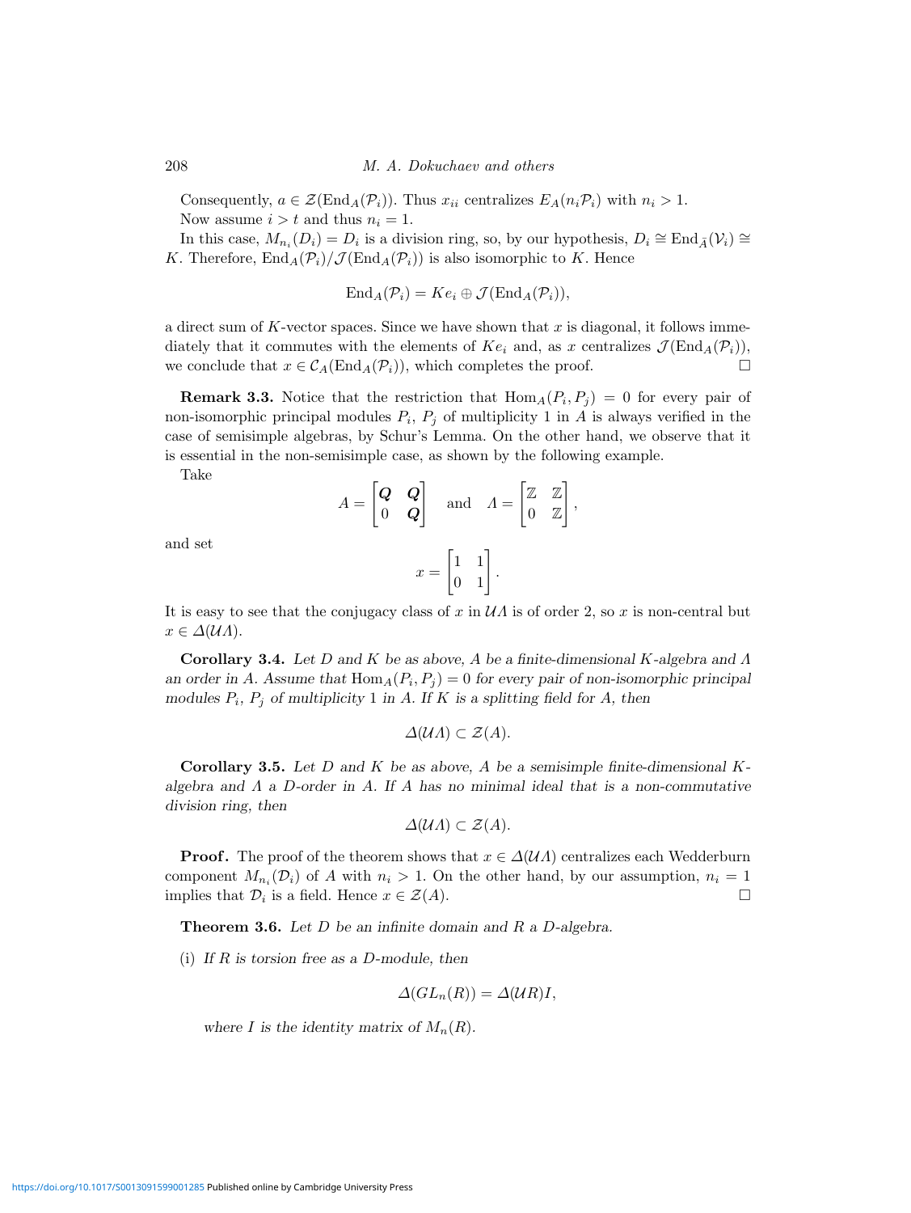Consequently, $a \in \mathcal{Z}(\mathrm{End}_A(\mathcal{P}_i))$. Thus $x_{ii}$ centralizes $E_A(n_i\mathcal{P}_i)$ with $n_i > 1$.

Now assume $i > t$ and thus $n_i = 1$.

In this case, $M_{n_i}(D_i) = D_i$ is a division ring, so, by our hypothesis, $D_i \cong \mathrm{End}_{\bar{A}}(\mathcal{V}_i) \cong K$. Therefore, $\mathrm{End}_A(\mathcal{P}_i)/\mathcal{J}(\mathrm{End}_A(\mathcal{P}_i))$ is also isomorphic to $K$. Hence

$$\mathrm{End}_A(\mathcal{P}_i) = Ke_i \oplus \mathcal{J}(\mathrm{End}_A(\mathcal{P}_i)),$$

a direct sum of $K$-vector spaces. Since we have shown that $x$ is diagonal, it follows immediately that it commutes with the elements of $Ke_i$ and, as $x$ centralizes $\mathcal{J}(\mathrm{End}_A(\mathcal{P}_i))$, we conclude that $x \in \mathcal{C}_A(\mathrm{End}_A(\mathcal{P}_i))$, which completes the proof. □

**Remark 3.3.** Notice that the restriction that $\mathrm{Hom}_A(P_i, P_j) = 0$ for every pair of non-isomorphic principal modules $P_i$, $P_j$ of multiplicity 1 in $A$ is always verified in the case of semisimple algebras, by Schur's Lemma. On the other hand, we observe that it is essential in the non-semisimple case, as shown by the following example.

Take

$$A = \begin{bmatrix} \boldsymbol{Q} & \boldsymbol{Q} \\ 0 & \boldsymbol{Q} \end{bmatrix} \quad \text{and} \quad \Lambda = \begin{bmatrix} \mathbb{Z} & \mathbb{Z} \\ 0 & \mathbb{Z} \end{bmatrix},$$

and set

$$x = \begin{bmatrix} 1 & 1 \\ 0 & 1 \end{bmatrix}.$$

It is easy to see that the conjugacy class of $x$ in $\mathcal{U}\Lambda$ is of order 2, so $x$ is non-central but $x \in \Delta(\mathcal{U}\Lambda)$.

**Corollary 3.4.** *Let $D$ and $K$ be as above, $A$ be a finite-dimensional $K$-algebra and $\Lambda$ an order in $A$. Assume that $\mathrm{Hom}_A(P_i, P_j) = 0$ for every pair of non-isomorphic principal modules $P_i$, $P_j$ of multiplicity 1 in $A$. If $K$ is a splitting field for $A$, then*

$$\Delta(\mathcal{U}\Lambda) \subset \mathcal{Z}(A).$$

**Corollary 3.5.** *Let $D$ and $K$ be as above, $A$ be a semisimple finite-dimensional $K$-algebra and $\Lambda$ a $D$-order in $A$. If $A$ has no minimal ideal that is a non-commutative division ring, then*

$$\Delta(\mathcal{U}\Lambda) \subset \mathcal{Z}(A).$$

**Proof.** The proof of the theorem shows that $x \in \Delta(\mathcal{U}\Lambda)$ centralizes each Wedderburn component $M_{n_i}(\mathcal{D}_i)$ of $A$ with $n_i > 1$. On the other hand, by our assumption, $n_i = 1$ implies that $\mathcal{D}_i$ is a field. Hence $x \in \mathcal{Z}(A)$. □

**Theorem 3.6.** *Let $D$ be an infinite domain and $R$ a $D$-algebra.*

(i) *If $R$ is torsion free as a $D$-module, then*

$$\Delta(GL_n(R)) = \Delta(\mathcal{U}R)I,$$

*where $I$ is the identity matrix of $M_n(R)$.*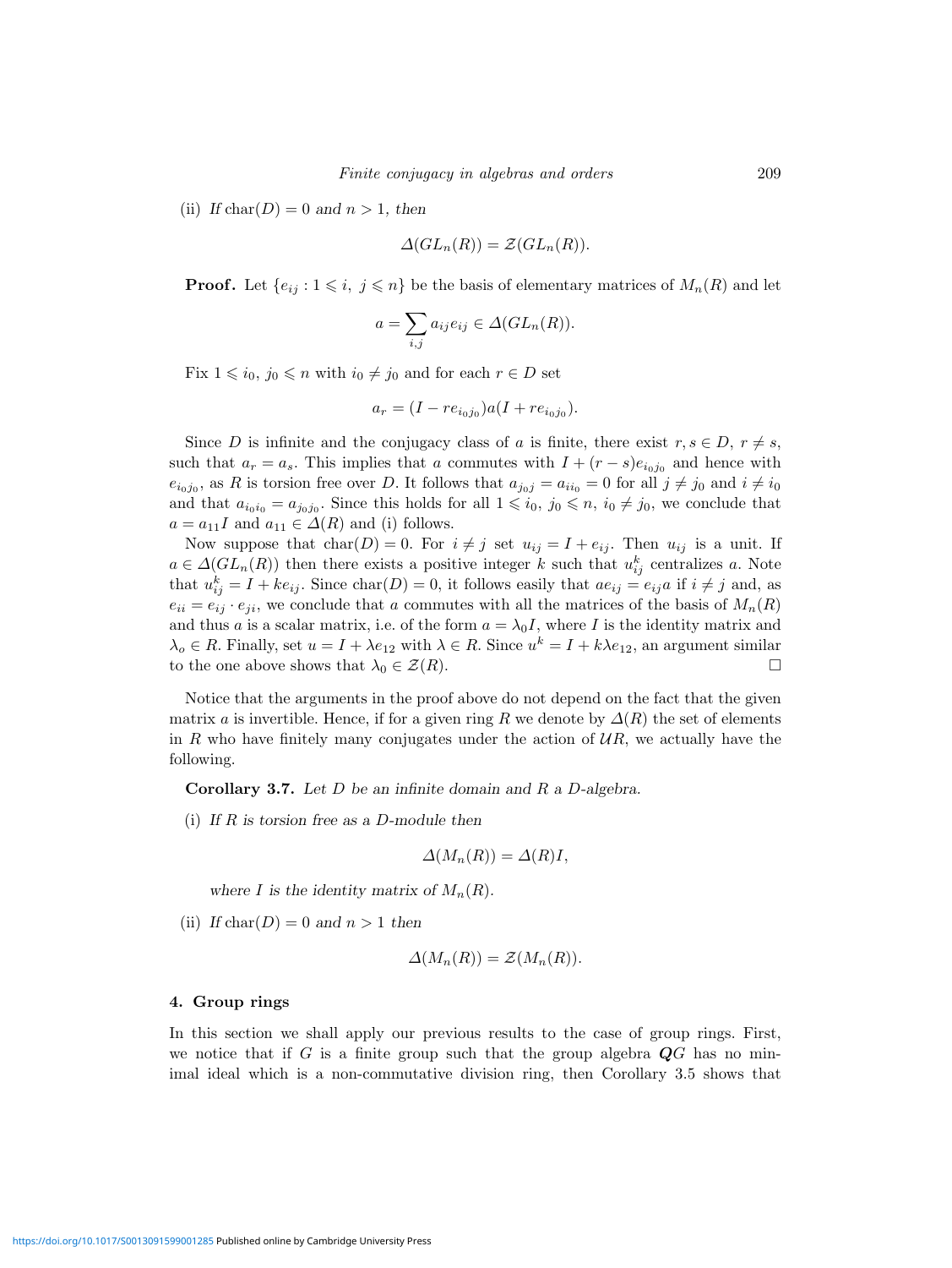(ii) *If* $\mathrm{char}(D) = 0$ *and* $n > 1$, *then*

$$\Delta(GL_n(R)) = \mathcal{Z}(GL_n(R)).$$

**Proof.** Let $\{e_{ij} : 1 \leqslant i,\ j \leqslant n\}$ be the basis of elementary matrices of $M_n(R)$ and let

$$a = \sum_{i,j} a_{ij} e_{ij} \in \Delta(GL_n(R)).$$

Fix $1 \leqslant i_0,\ j_0 \leqslant n$ with $i_0 \neq j_0$ and for each $r \in D$ set

$$a_r = (I - r e_{i_0 j_0}) a (I + r e_{i_0 j_0}).$$

Since $D$ is infinite and the conjugacy class of $a$ is finite, there exist $r, s \in D$, $r \neq s$, such that $a_r = a_s$. This implies that $a$ commutes with $I + (r - s) e_{i_0 j_0}$ and hence with $e_{i_0 j_0}$, as $R$ is torsion free over $D$. It follows that $a_{j_0 j} = a_{i i_0} = 0$ for all $j \neq j_0$ and $i \neq i_0$ and that $a_{i_0 i_0} = a_{j_0 j_0}$. Since this holds for all $1 \leqslant i_0,\ j_0 \leqslant n$, $i_0 \neq j_0$, we conclude that $a = a_{11} I$ and $a_{11} \in \Delta(R)$ and (i) follows.

Now suppose that $\mathrm{char}(D) = 0$. For $i \neq j$ set $u_{ij} = I + e_{ij}$. Then $u_{ij}$ is a unit. If $a \in \Delta(GL_n(R))$ then there exists a positive integer $k$ such that $u_{ij}^k$ centralizes $a$. Note that $u_{ij}^k = I + k e_{ij}$. Since $\mathrm{char}(D) = 0$, it follows easily that $a e_{ij} = e_{ij} a$ if $i \neq j$ and, as $e_{ii} = e_{ij} \cdot e_{ji}$, we conclude that $a$ commutes with all the matrices of the basis of $M_n(R)$ and thus $a$ is a scalar matrix, i.e. of the form $a = \lambda_0 I$, where $I$ is the identity matrix and $\lambda_o \in R$. Finally, set $u = I + \lambda e_{12}$ with $\lambda \in R$. Since $u^k = I + k\lambda e_{12}$, an argument similar to the one above shows that $\lambda_0 \in \mathcal{Z}(R)$. □

Notice that the arguments in the proof above do not depend on the fact that the given matrix $a$ is invertible. Hence, if for a given ring $R$ we denote by $\Delta(R)$ the set of elements in $R$ who have finitely many conjugates under the action of $\mathcal{U}R$, we actually have the following.

**Corollary 3.7.** *Let* $D$ *be an infinite domain and* $R$ *a* $D$*-algebra.*

(i) *If* $R$ *is torsion free as a* $D$*-module then*

$$\Delta(M_n(R)) = \Delta(R) I,$$

*where* $I$ *is the identity matrix of* $M_n(R)$.

(ii) *If* $\mathrm{char}(D) = 0$ *and* $n > 1$ *then*

$$\Delta(M_n(R)) = \mathcal{Z}(M_n(R)).$$

## 4. Group rings

In this section we shall apply our previous results to the case of group rings. First, we notice that if $G$ is a finite group such that the group algebra $\boldsymbol{Q}G$ has no minimal ideal which is a non-commutative division ring, then Corollary 3.5 shows that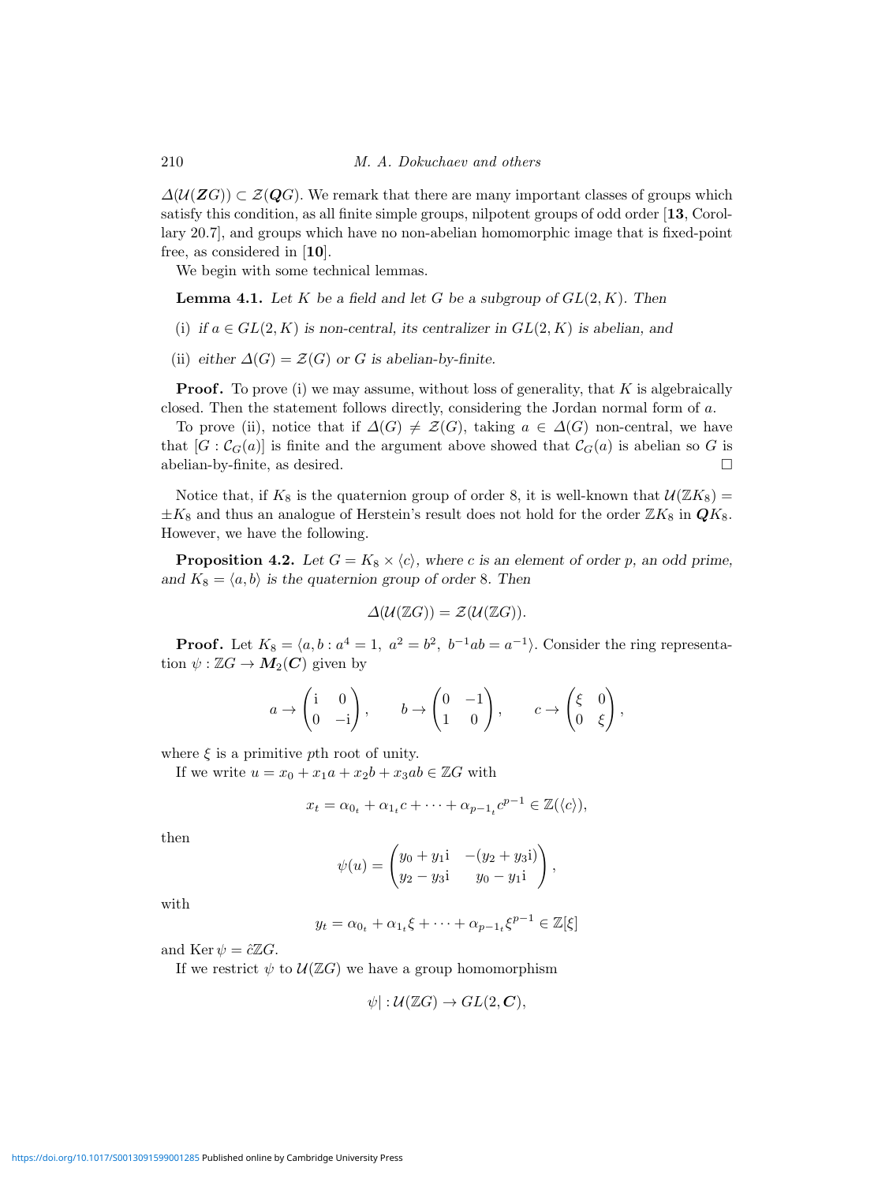$\Delta(\mathcal{U}(\boldsymbol{Z}G)) \subset \mathcal{Z}(\boldsymbol{Q}G)$. We remark that there are many important classes of groups which satisfy this condition, as all finite simple groups, nilpotent groups of odd order [**13**, Corollary 20.7], and groups which have no non-abelian homomorphic image that is fixed-point free, as considered in [**10**].

We begin with some technical lemmas.

**Lemma 4.1.** *Let $K$ be a field and let $G$ be a subgroup of $GL(2,K)$. Then*

(i) *if $a \in GL(2,K)$ is non-central, its centralizer in $GL(2,K)$ is abelian, and*

(ii) *either $\Delta(G) = \mathcal{Z}(G)$ or $G$ is abelian-by-finite.*

**Proof.** To prove (i) we may assume, without loss of generality, that $K$ is algebraically closed. Then the statement follows directly, considering the Jordan normal form of $a$.

To prove (ii), notice that if $\Delta(G) \neq \mathcal{Z}(G)$, taking $a \in \Delta(G)$ non-central, we have that $[G : \mathcal{C}_G(a)]$ is finite and the argument above showed that $\mathcal{C}_G(a)$ is abelian so $G$ is abelian-by-finite, as desired. □

Notice that, if $K_8$ is the quaternion group of order 8, it is well-known that $\mathcal{U}(\mathbb{Z}K_8) = \pm K_8$ and thus an analogue of Herstein's result does not hold for the order $\mathbb{Z}K_8$ in $\boldsymbol{Q}K_8$. However, we have the following.

**Proposition 4.2.** *Let $G = K_8 \times \langle c \rangle$, where $c$ is an element of order $p$, an odd prime, and $K_8 = \langle a, b \rangle$ is the quaternion group of order 8. Then*

$$\Delta(\mathcal{U}(\mathbb{Z}G)) = \mathcal{Z}(\mathcal{U}(\mathbb{Z}G)).$$

**Proof.** Let $K_8 = \langle a, b : a^4 = 1,\ a^2 = b^2,\ b^{-1}ab = a^{-1} \rangle$. Consider the ring representation $\psi : \mathbb{Z}G \to \boldsymbol{M}_2(\boldsymbol{C})$ given by

$$a \to \begin{pmatrix} \mathrm{i} & 0 \\ 0 & -\mathrm{i} \end{pmatrix}, \qquad b \to \begin{pmatrix} 0 & -1 \\ 1 & 0 \end{pmatrix}, \qquad c \to \begin{pmatrix} \xi & 0 \\ 0 & \xi \end{pmatrix},$$

where $\xi$ is a primitive $p$th root of unity.

If we write $u = x_0 + x_1 a + x_2 b + x_3 ab \in \mathbb{Z}G$ with

$$x_t = \alpha_{0_t} + \alpha_{1_t} c + \cdots + \alpha_{p-1_t} c^{p-1} \in \mathbb{Z}(\langle c \rangle),$$

then

$$\psi(u) = \begin{pmatrix} y_0 + y_1 \mathrm{i} & -(y_2 + y_3 \mathrm{i}) \\ y_2 - y_3 \mathrm{i} & y_0 - y_1 \mathrm{i} \end{pmatrix},$$

with

$$y_t = \alpha_{0_t} + \alpha_{1_t} \xi + \cdots + \alpha_{p-1_t} \xi^{p-1} \in \mathbb{Z}[\xi]$$

and $\operatorname{Ker} \psi = \hat{c}\mathbb{Z}G$.

If we restrict $\psi$ to $\mathcal{U}(\mathbb{Z}G)$ we have a group homomorphism

$$\psi| : \mathcal{U}(\mathbb{Z}G) \to GL(2, \boldsymbol{C}),$$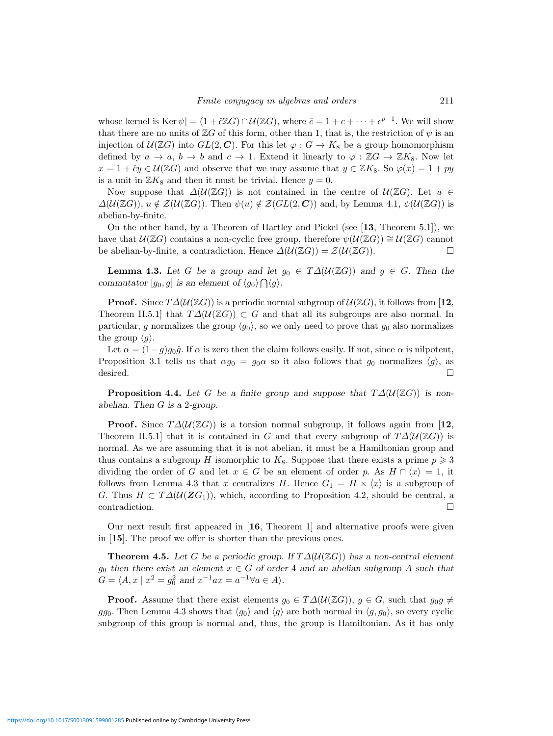whose kernel is $\operatorname{Ker}\psi| = (1+\hat{c}\mathbb{Z}G)\cap\mathcal{U}(\mathbb{Z}G)$, where $\hat{c} = 1+c+\cdots+c^{p-1}$. We will show that there are no units of $\mathbb{Z}G$ of this form, other than 1, that is, the restriction of $\psi$ is an injection of $\mathcal{U}(\mathbb{Z}G)$ into $GL(2,\boldsymbol{C})$. For this let $\varphi : G \to K_8$ be a group homomorphism defined by $a \to a$, $b \to b$ and $c \to 1$. Extend it linearly to $\varphi : \mathbb{Z}G \to \mathbb{Z}K_8$. Now let $x = 1+\hat{c}y \in \mathcal{U}(\mathbb{Z}G)$ and observe that we may assume that $y \in \mathbb{Z}K_8$. So $\varphi(x) = 1+py$ is a unit in $\mathbb{Z}K_8$ and then it must be trivial. Hence $y = 0$.

Now suppose that $\Delta(\mathcal{U}(\mathbb{Z}G))$ is not contained in the centre of $\mathcal{U}(\mathbb{Z}G)$. Let $u \in \Delta(\mathcal{U}(\mathbb{Z}G))$, $u \notin \mathcal{Z}(\mathcal{U}(\mathbb{Z}G))$. Then $\psi(u) \notin \mathcal{Z}(GL(2,\boldsymbol{C}))$ and, by Lemma 4.1, $\psi(\mathcal{U}(\mathbb{Z}G))$ is abelian-by-finite.

On the other hand, by a Theorem of Hartley and Pickel (see [**13**, Theorem 5.1]), we have that $\mathcal{U}(\mathbb{Z}G)$ contains a non-cyclic free group, therefore $\psi(\mathcal{U}(\mathbb{Z}G)) \cong \mathcal{U}(\mathbb{Z}G)$ cannot be abelian-by-finite, a contradiction. Hence $\Delta(\mathcal{U}(\mathbb{Z}G)) = \mathcal{Z}(\mathcal{U}(\mathbb{Z}G))$. □

**Lemma 4.3.** *Let $G$ be a group and let $g_0 \in T\Delta(\mathcal{U}(\mathbb{Z}G))$ and $g \in G$. Then the commutator $[g_0, g]$ is an element of $\langle g_0\rangle \bigcap \langle g\rangle$.*

**Proof.** Since $T\Delta(\mathcal{U}(\mathbb{Z}G))$ is a periodic normal subgroup of $\mathcal{U}(\mathbb{Z}G)$, it follows from [**12**, Theorem II.5.1] that $T\Delta(\mathcal{U}(\mathbb{Z}G)) \subset G$ and that all its subgroups are also normal. In particular, $g$ normalizes the group $\langle g_0\rangle$, so we only need to prove that $g_0$ also normalizes the group $\langle g\rangle$.

Let $\alpha = (1-g)g_0\hat{g}$. If $\alpha$ is zero then the claim follows easily. If not, since $\alpha$ is nilpotent, Proposition 3.1 tells us that $\alpha g_0 = g_0\alpha$ so it also follows that $g_0$ normalizes $\langle g\rangle$, as desired. □

**Proposition 4.4.** *Let $G$ be a finite group and suppose that $T\Delta(\mathcal{U}(\mathbb{Z}G))$ is non-abelian. Then $G$ is a 2-group.*

**Proof.** Since $T\Delta(\mathcal{U}(\mathbb{Z}G))$ is a torsion normal subgroup, it follows again from [**12**, Theorem II.5.1] that it is contained in $G$ and that every subgroup of $T\Delta(\mathcal{U}(\mathbb{Z}G))$ is normal. As we are assuming that it is not abelian, it must be a Hamiltonian group and thus contains a subgroup $H$ isomorphic to $K_8$. Suppose that there exists a prime $p \geqslant 3$ dividing the order of $G$ and let $x \in G$ be an element of order $p$. As $H \cap \langle x\rangle = 1$, it follows from Lemma 4.3 that $x$ centralizes $H$. Hence $G_1 = H \times \langle x\rangle$ is a subgroup of $G$. Thus $H \subset T\Delta(\mathcal{U}(\boldsymbol{Z}G_1))$, which, according to Proposition 4.2, should be central, a contradiction. □

Our next result first appeared in [**16**, Theorem 1] and alternative proofs were given in [**15**]. The proof we offer is shorter than the previous ones.

**Theorem 4.5.** *Let $G$ be a periodic group. If $T\Delta(\mathcal{U}(\mathbb{Z}G))$ has a non-central element $g_0$ then there exist an element $x \in G$ of order 4 and an abelian subgroup $A$ such that $G = \langle A, x \mid x^2 = g_0^2 \text{ and } x^{-1}ax = a^{-1} \forall a \in A\rangle$.*

**Proof.** Assume that there exist elements $g_0 \in T\Delta(\mathcal{U}(\mathbb{Z}G))$, $g \in G$, such that $g_0 g \neq g g_0$. Then Lemma 4.3 shows that $\langle g_0\rangle$ and $\langle g\rangle$ are both normal in $\langle g, g_0\rangle$, so every cyclic subgroup of this group is normal and, thus, the group is Hamiltonian. As it has only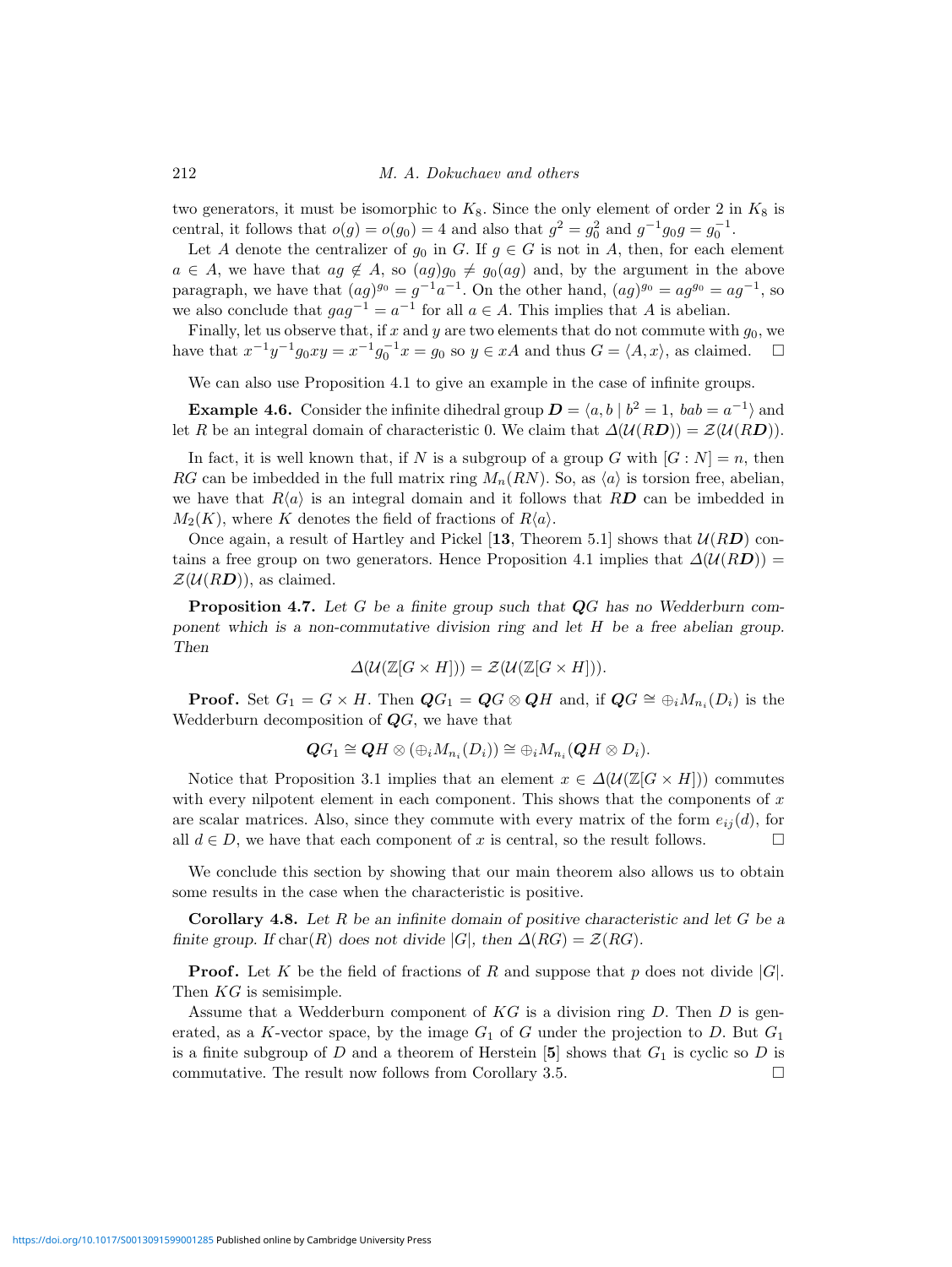two generators, it must be isomorphic to $K_8$. Since the only element of order 2 in $K_8$ is central, it follows that $o(g) = o(g_0) = 4$ and also that $g^2 = g_0^2$ and $g^{-1}g_0g = g_0^{-1}$.

Let $A$ denote the centralizer of $g_0$ in $G$. If $g \in G$ is not in $A$, then, for each element $a \in A$, we have that $ag \notin A$, so $(ag)g_0 \neq g_0(ag)$ and, by the argument in the above paragraph, we have that $(ag)^{g_0} = g^{-1}a^{-1}$. On the other hand, $(ag)^{g_0} = ag^{g_0} = ag^{-1}$, so we also conclude that $gag^{-1} = a^{-1}$ for all $a \in A$. This implies that $A$ is abelian.

Finally, let us observe that, if $x$ and $y$ are two elements that do not commute with $g_0$, we have that $x^{-1}y^{-1}g_0xy = x^{-1}g_0^{-1}x = g_0$ so $y \in xA$ and thus $G = \langle A, x\rangle$, as claimed. $\square$

We can also use Proposition 4.1 to give an example in the case of infinite groups.

**Example 4.6.** Consider the infinite dihedral group $\boldsymbol{D} = \langle a, b \mid b^2 = 1,\ bab = a^{-1}\rangle$ and let $R$ be an integral domain of characteristic 0. We claim that $\Delta(\mathcal{U}(R\boldsymbol{D})) = \mathcal{Z}(\mathcal{U}(R\boldsymbol{D}))$.

In fact, it is well known that, if $N$ is a subgroup of a group $G$ with $[G : N] = n$, then $RG$ can be imbedded in the full matrix ring $M_n(RN)$. So, as $\langle a\rangle$ is torsion free, abelian, we have that $R\langle a\rangle$ is an integral domain and it follows that $R\boldsymbol{D}$ can be imbedded in $M_2(K)$, where $K$ denotes the field of fractions of $R\langle a\rangle$.

Once again, a result of Hartley and Pickel [**13**, Theorem 5.1] shows that $\mathcal{U}(R\boldsymbol{D})$ contains a free group on two generators. Hence Proposition 4.1 implies that $\Delta(\mathcal{U}(R\boldsymbol{D})) = \mathcal{Z}(\mathcal{U}(R\boldsymbol{D}))$, as claimed.

**Proposition 4.7.** *Let $G$ be a finite group such that $\boldsymbol{Q}G$ has no Wedderburn component which is a non-commutative division ring and let $H$ be a free abelian group. Then*

$$\Delta(\mathcal{U}(\mathbb{Z}[G \times H])) = \mathcal{Z}(\mathcal{U}(\mathbb{Z}[G \times H])).$$

**Proof.** Set $G_1 = G \times H$. Then $\boldsymbol{Q}G_1 = \boldsymbol{Q}G \otimes \boldsymbol{Q}H$ and, if $\boldsymbol{Q}G \cong \oplus_i M_{n_i}(D_i)$ is the Wedderburn decomposition of $\boldsymbol{Q}G$, we have that

$$\boldsymbol{Q}G_1 \cong \boldsymbol{Q}H \otimes (\oplus_i M_{n_i}(D_i)) \cong \oplus_i M_{n_i}(\boldsymbol{Q}H \otimes D_i).$$

Notice that Proposition 3.1 implies that an element $x \in \Delta(\mathcal{U}(\mathbb{Z}[G \times H]))$ commutes with every nilpotent element in each component. This shows that the components of $x$ are scalar matrices. Also, since they commute with every matrix of the form $e_{ij}(d)$, for all $d \in D$, we have that each component of $x$ is central, so the result follows. $\square$

We conclude this section by showing that our main theorem also allows us to obtain some results in the case when the characteristic is positive.

**Corollary 4.8.** *Let $R$ be an infinite domain of positive characteristic and let $G$ be a finite group. If $\operatorname{char}(R)$ does not divide $|G|$, then $\Delta(RG) = \mathcal{Z}(RG)$.*

**Proof.** Let $K$ be the field of fractions of $R$ and suppose that $p$ does not divide $|G|$. Then $KG$ is semisimple.

Assume that a Wedderburn component of $KG$ is a division ring $D$. Then $D$ is generated, as a $K$-vector space, by the image $G_1$ of $G$ under the projection to $D$. But $G_1$ is a finite subgroup of $D$ and a theorem of Herstein [**5**] shows that $G_1$ is cyclic so $D$ is commutative. The result now follows from Corollary 3.5. $\square$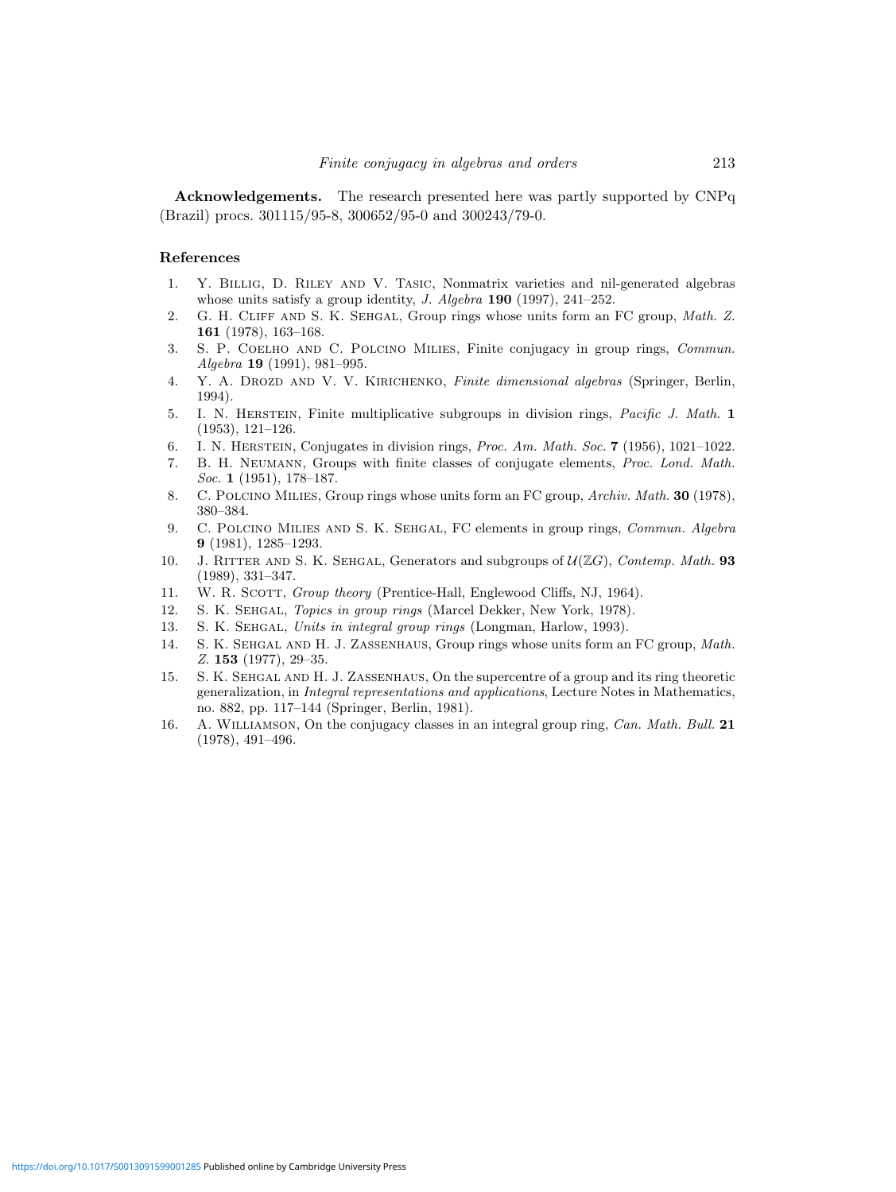**Acknowledgements.** The research presented here was partly supported by CNPq (Brazil) procs. 301115/95-8, 300652/95-0 and 300243/79-0.

## References

1. Y. Billig, D. Riley and V. Tasic, Nonmatrix varieties and nil-generated algebras whose units satisfy a group identity, *J. Algebra* **190** (1997), 241–252.
2. G. H. Cliff and S. K. Sehgal, Group rings whose units form an FC group, *Math. Z.* **161** (1978), 163–168.
3. S. P. Coelho and C. Polcino Milies, Finite conjugacy in group rings, *Commun. Algebra* **19** (1991), 981–995.
4. Y. A. Drozd and V. V. Kirichenko, *Finite dimensional algebras* (Springer, Berlin, 1994).
5. I. N. Herstein, Finite multiplicative subgroups in division rings, *Pacific J. Math.* **1** (1953), 121–126.
6. I. N. Herstein, Conjugates in division rings, *Proc. Am. Math. Soc.* **7** (1956), 1021–1022.
7. B. H. Neumann, Groups with finite classes of conjugate elements, *Proc. Lond. Math. Soc.* **1** (1951), 178–187.
8. C. Polcino Milies, Group rings whose units form an FC group, *Archiv. Math.* **30** (1978), 380–384.
9. C. Polcino Milies and S. K. Sehgal, FC elements in group rings, *Commun. Algebra* **9** (1981), 1285–1293.
10. J. Ritter and S. K. Sehgal, Generators and subgroups of $\mathcal{U}(\mathbb{Z}G)$, *Contemp. Math.* **93** (1989), 331–347.
11. W. R. Scott, *Group theory* (Prentice-Hall, Englewood Cliffs, NJ, 1964).
12. S. K. Sehgal, *Topics in group rings* (Marcel Dekker, New York, 1978).
13. S. K. Sehgal, *Units in integral group rings* (Longman, Harlow, 1993).
14. S. K. Sehgal and H. J. Zassenhaus, Group rings whose units form an FC group, *Math. Z.* **153** (1977), 29–35.
15. S. K. Sehgal and H. J. Zassenhaus, On the supercentre of a group and its ring theoretic generalization, in *Integral representations and applications*, Lecture Notes in Mathematics, no. 882, pp. 117–144 (Springer, Berlin, 1981).
16. A. Williamson, On the conjugacy classes in an integral group ring, *Can. Math. Bull.* **21** (1978), 491–496.